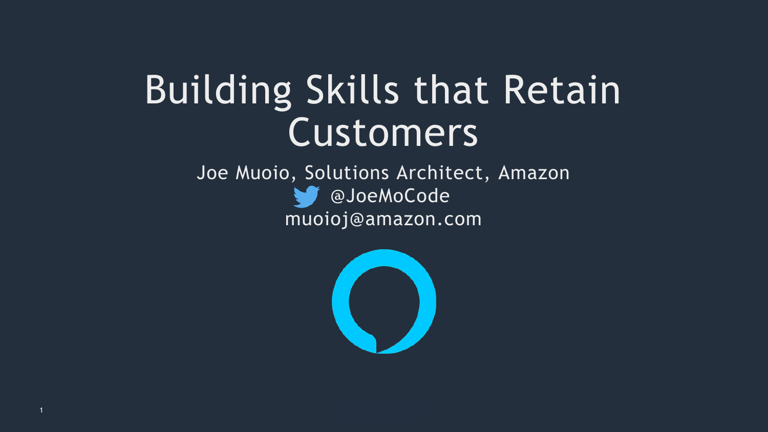# Building Skills that Retain Customers

Joe Muoio, Solutions Architect, Amazon

@JoeMoCode

muioj@amazon.com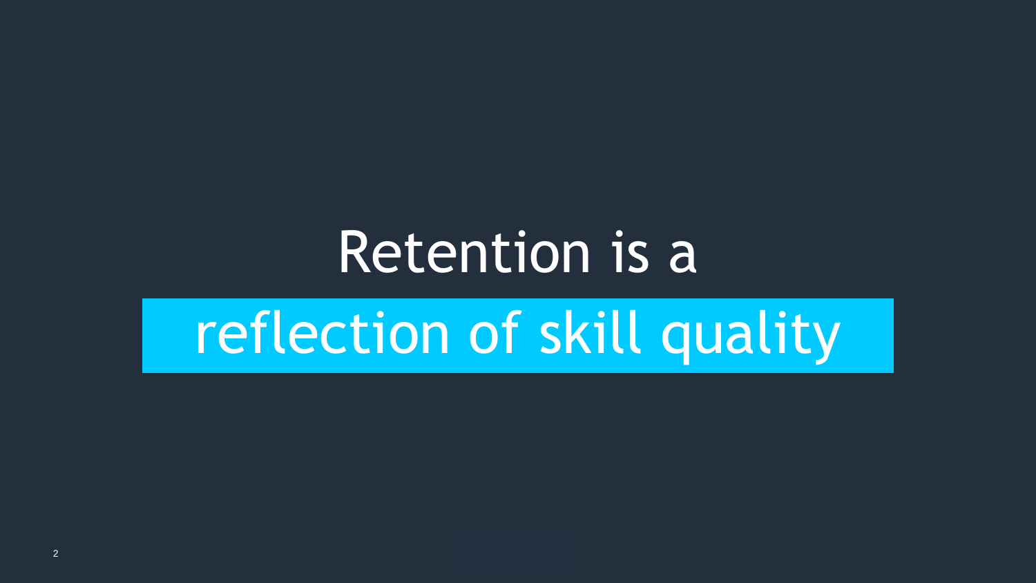# Retention is a reflection of skill quality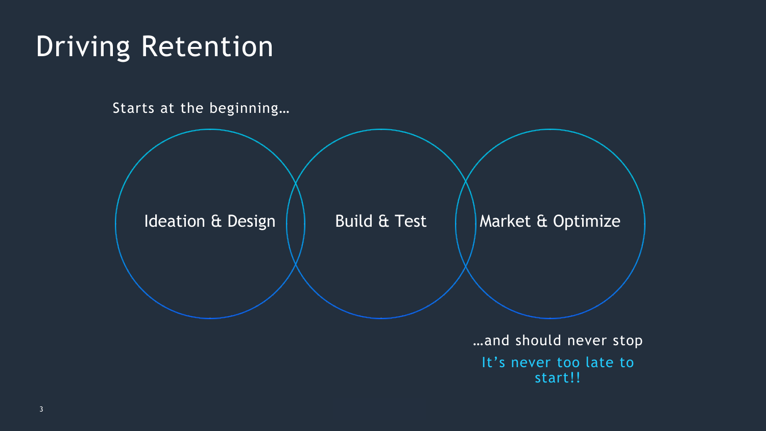# Driving Retention

Starts at the beginning…

Ideation & Design

Build & Test

Market & Optimize

…and should never stop

It's never too late to start!!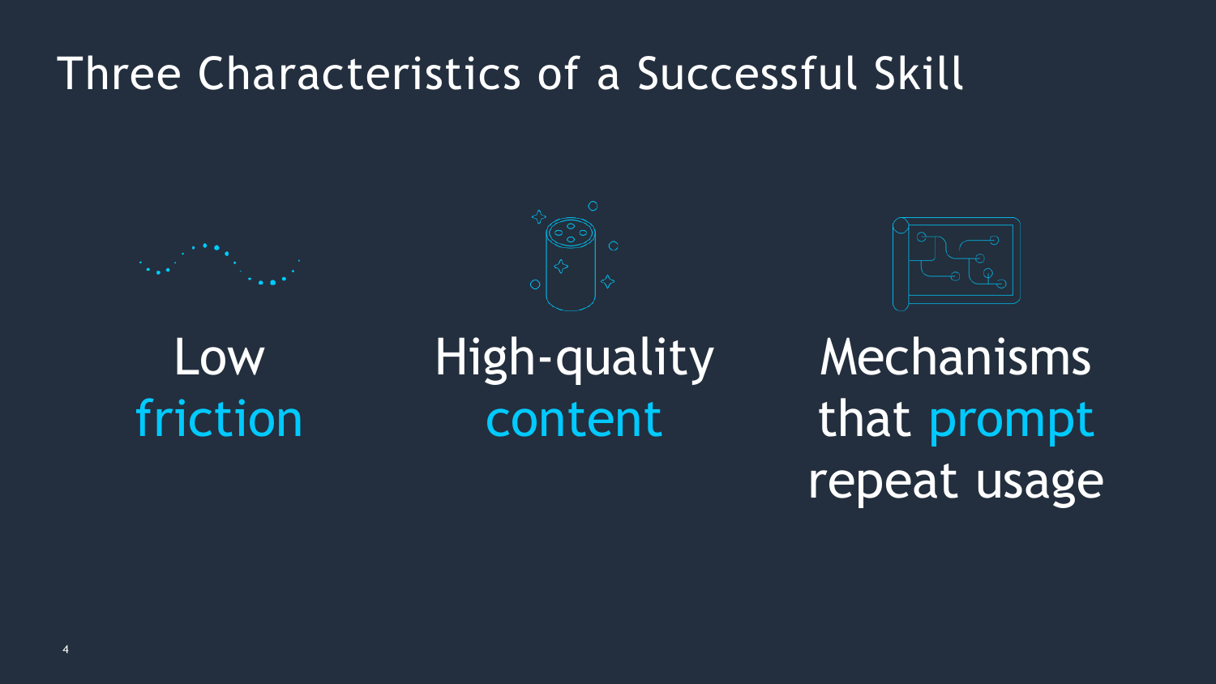# Three Characteristics of a Successful Skill

- Low friction
- High-quality content
- Mechanisms that prompt repeat usage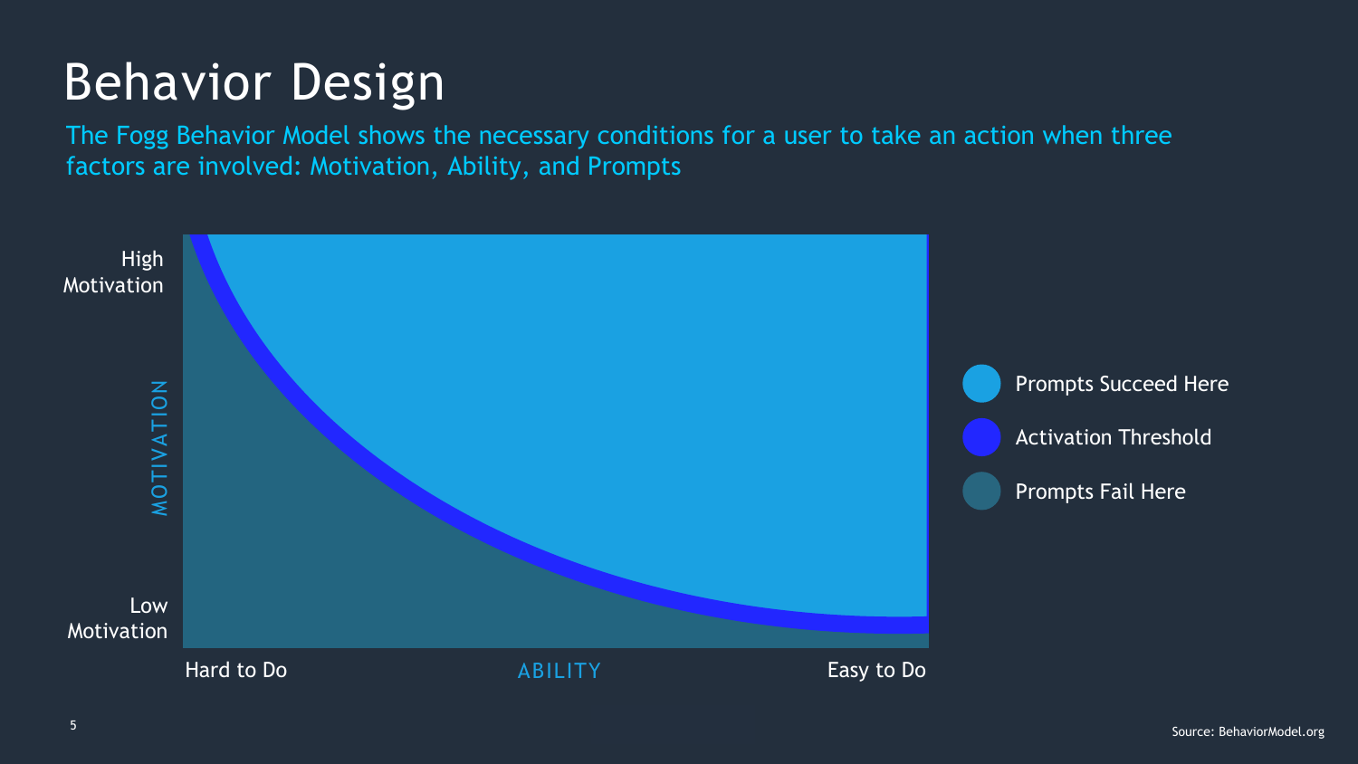# Behavior Design

The Fogg Behavior Model shows the necessary conditions for a user to take an action when three factors are involved: Motivation, Ability, and Prompts

High Motivation

MOTIVATION

Low Motivation

Hard to Do

ABILITY

Easy to Do

- Prompts Succeed Here
- Activation Threshold
- Prompts Fail Here

Source: BehaviorModel.org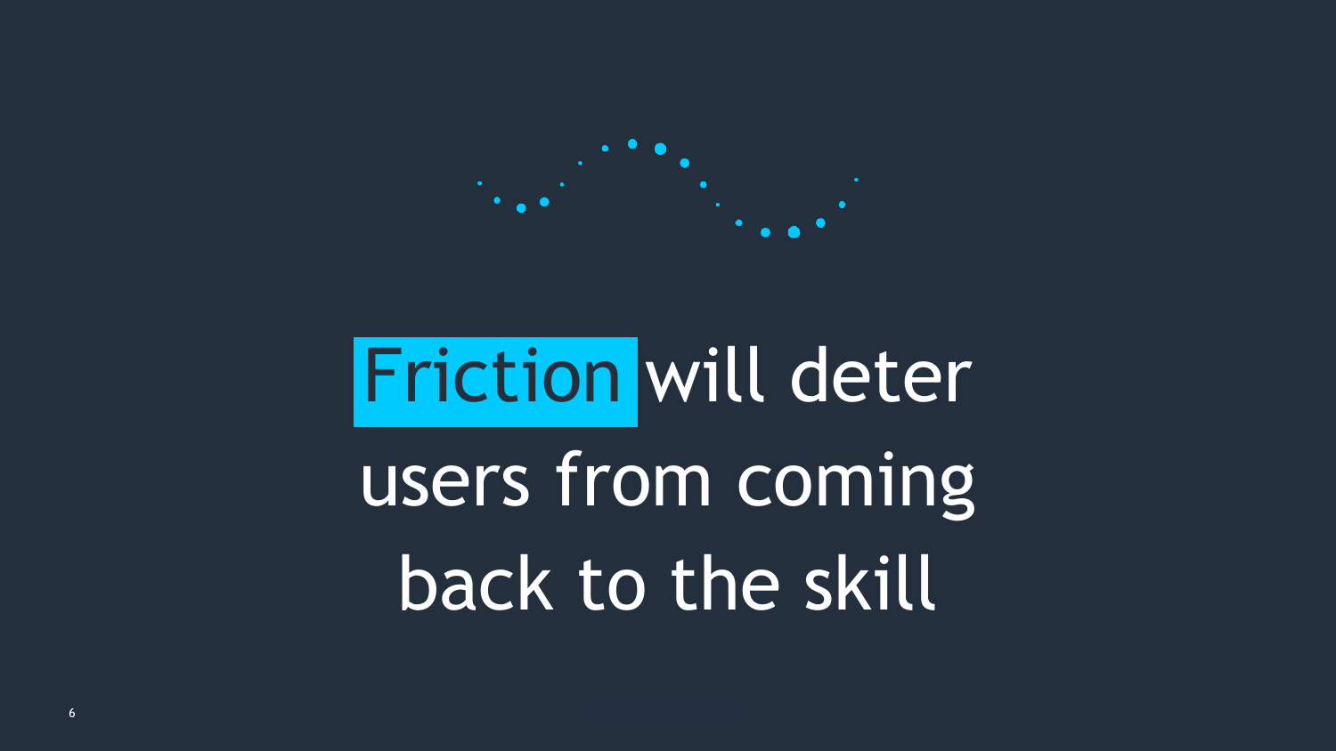# Friction will deter users from coming back to the skill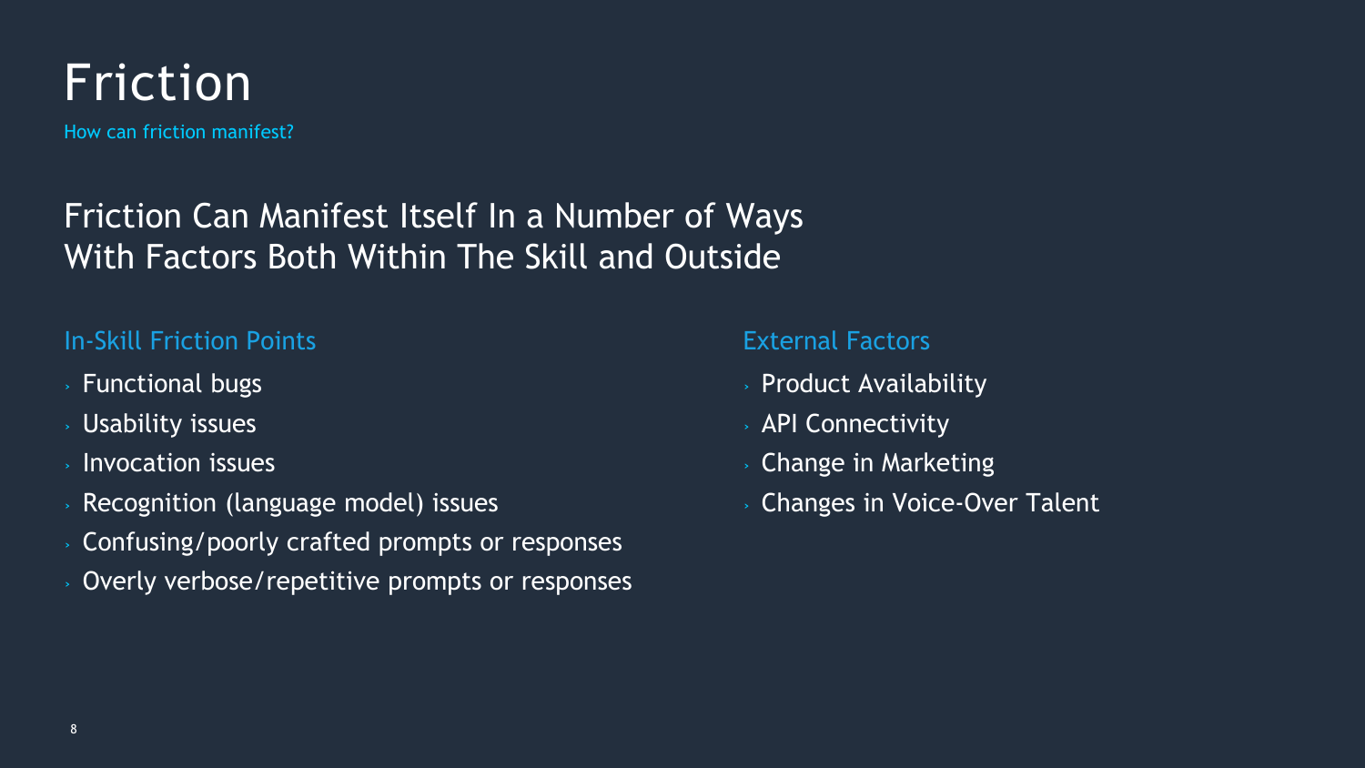# Friction

How can friction manifest?

## Friction Can Manifest Itself In a Number of Ways With Factors Both Within The Skill and Outside

### In-Skill Friction Points

- Functional bugs
- Usability issues
- Invocation issues
- Recognition (language model) issues
- Confusing/poorly crafted prompts or responses
- Overly verbose/repetitive prompts or responses

### External Factors

- Product Availability
- API Connectivity
- Change in Marketing
- Changes in Voice-Over Talent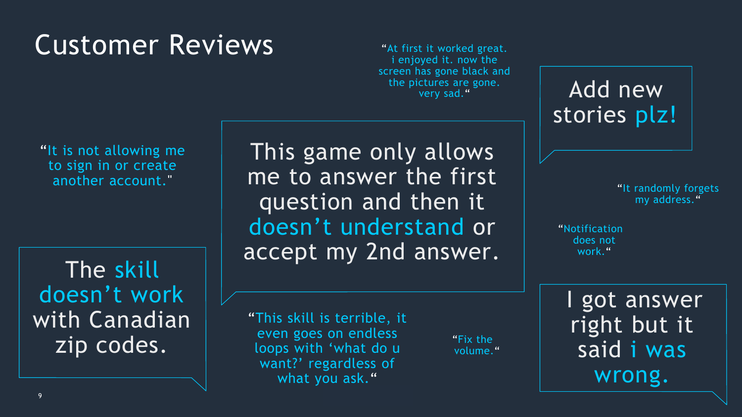# Customer Reviews

"At first it worked great. i enjoyed it. now the screen has gone black and the pictures are gone. very sad."

Add new stories plz!

"It is not allowing me to sign in or create another account."

This game only allows me to answer the first question and then it doesn't understand or accept my 2nd answer.

"It randomly forgets my address."

"Notification does not work."

The skill doesn't work with Canadian zip codes.

"This skill is terrible, it even goes on endless loops with 'what do u want?' regardless of what you ask."

"Fix the volume."

I got answer right but it said i was wrong.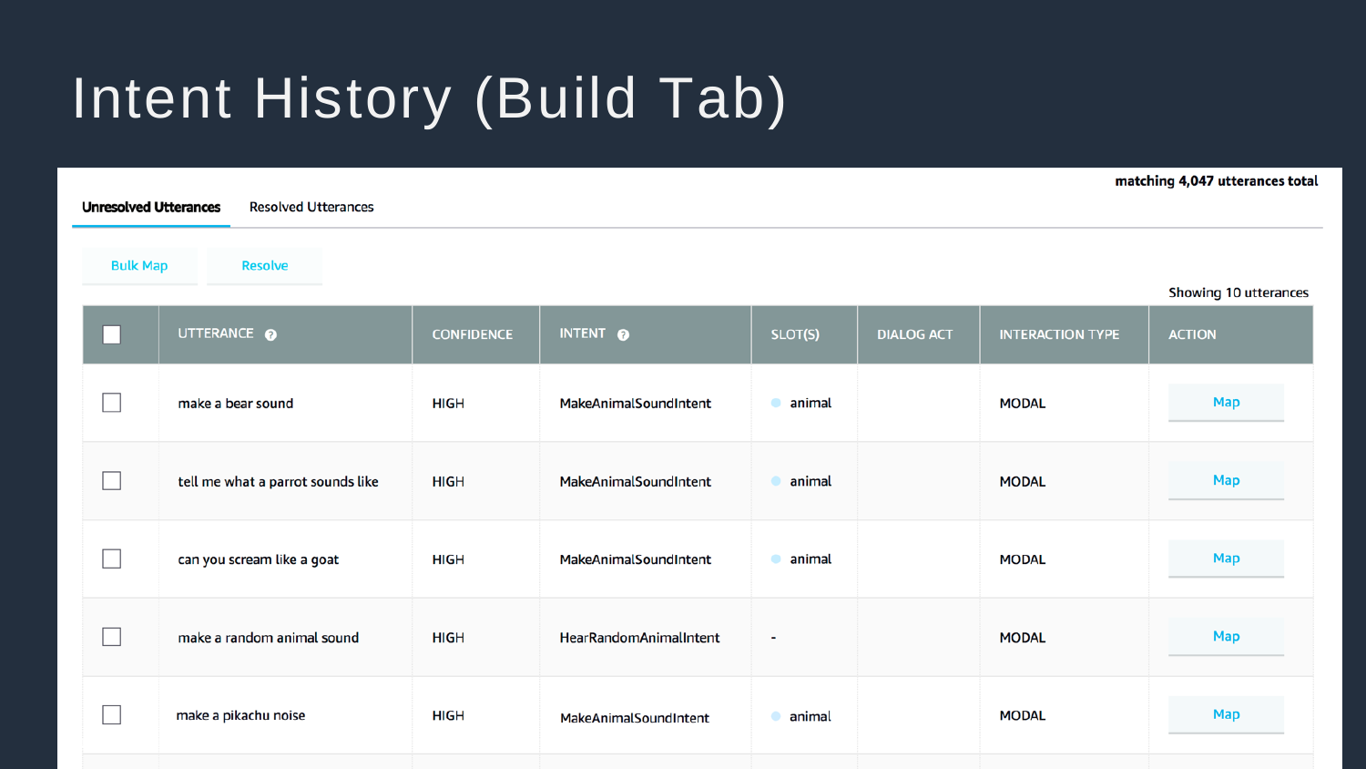# Intent History (Build Tab)

**Unresolved Utterances** | Resolved Utterances

**matching 4,047 utterances total**

Bulk Map | Resolve

Showing 10 utterances

| ☐ | UTTERANCE | CONFIDENCE | INTENT | SLOT(S) | DIALOG ACT | INTERACTION TYPE | ACTION |
|---|---|---|---|---|---|---|---|
| ☐ | make a bear sound | HIGH | MakeAnimalSoundIntent | animal | | MODAL | Map |
| ☐ | tell me what a parrot sounds like | HIGH | MakeAnimalSoundIntent | animal | | MODAL | Map |
| ☐ | can you scream like a goat | HIGH | MakeAnimalSoundIntent | animal | | MODAL | Map |
| ☐ | make a random animal sound | HIGH | HearRandomAnimalIntent | - | | MODAL | Map |
| ☐ | make a pikachu noise | HIGH | MakeAnimalSoundIntent | animal | | MODAL | Map |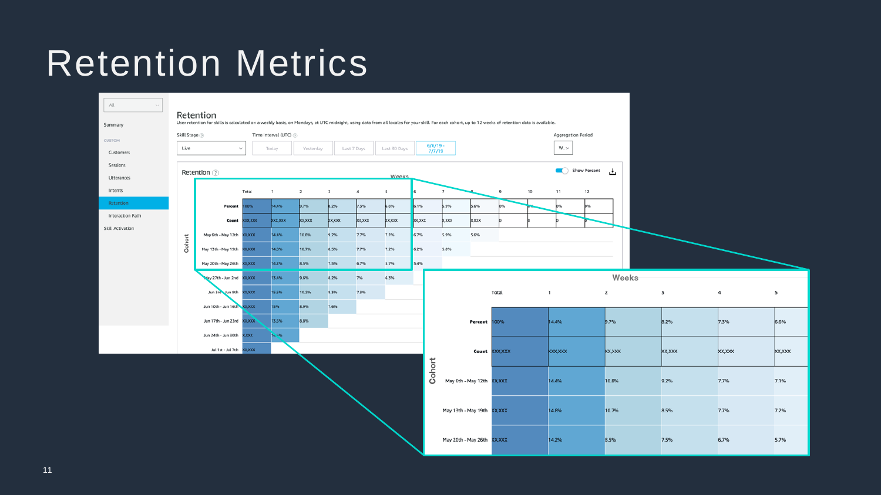# Retention Metrics

All

Summary

CUSTOM

Customers

Sessions

Utterances

Intents

Retention

Interaction Path

Skill Activation

## Retention

User retention for skills is calculated on a weekly basis, on Mondays, at UTC midnight, using data from all locales for your skill. For each cohort, up to 12 weeks of retention data is available.

Skill Stage: Live

Time Interval (UTC): Today | Yesterday | Last 7 Days | Last 30 Days | 6/6/19 - 7/7/19

Aggregation Period: W

Retention — Show Percent

Weeks

| Cohort | Total | 1 | 2 | 3 | 4 | 5 | 6 | 7 | 8 | 9 | 10 | 11 | 12 |
|---|---|---|---|---|---|---|---|---|---|---|---|---|---|
| Percent | 100% | 14.4% | 9.7% | 8.2% | 7.3% | 6.6% | 6.1% | 5.9% | 5.6% | 0% | 0% | 0% | 0% |
| Count | XXX,XXX | XXX,XXX | XX,XXX | XX,XXX | XX,XXX | XX,XXX | XX,XXX | X,XXX | X,XXX | 0 | 0 | 0 | 0 |
| May 6th - May 12th | XX,XXX | 14.4% | 10.8% | 9.2% | 7.7% | 7.1% | 6.7% | 5.9% | 5.6% | | | | |
| May 13th - May 19th | XX,XXX | 14.8% | 10.7% | 8.5% | 7.7% | 7.2% | 6.2% | 5.8% | | | | | |
| May 20th - May 26th | XX,XXX | 14.2% | 8.5% | 7.5% | 6.7% | 5.7% | 5.4% | | | | | | |
| May 27th - Jun 2nd | XX,XXX | 13.4% | 9.6% | 8.2% | 7% | 6.3% | | | | | | | |
| Jun 3rd - Jun 9th | XX,XXX | 15.5% | 10.2% | 8.3% | 7.3% | | | | | | | | |
| Jun 10th - Jun 16th | XX,XXX | 15% | 8.9% | 7.6% | | | | | | | | | |
| Jun 17th - Jun 23rd | XX,XXX | 13.5% | 8.8% | | | | | | | | | | |
| Jun 24th - Jun 30th | X,XXX | 14.5% | | | | | | | | | | | |
| Jul 1st - Jul 7th | XX,XXX | | | | | | | | | | | | |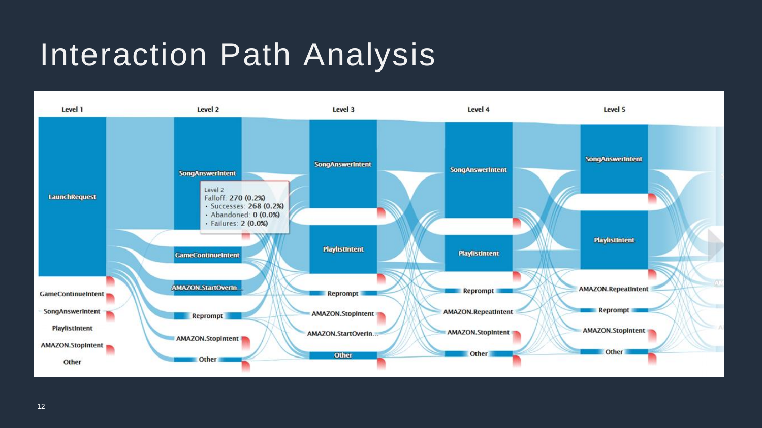# Interaction Path Analysis

**Level 1**
- LaunchRequest
- GameContinueIntent
- SongAnswerIntent
- PlaylistIntent
- AMAZON.StopIntent
- Other

**Level 2**
- SongAnswerIntent
- GameContinueIntent
- AMAZON.StartOverIn...
- Reprompt
- AMAZON.StopIntent
- Other

Level 2
Falloff: 270 (0.2%)
- Successes: 268 (0.2%)
- Abandoned: 0 (0.0%)
- Failures: 2 (0.0%)

**Level 3**
- SongAnswerIntent
- PlaylistIntent
- Reprompt
- AMAZON.StopIntent
- AMAZON.StartOverIn...
- Other

**Level 4**
- SongAnswerIntent
- PlaylistIntent
- Reprompt
- AMAZON.RepeatIntent
- AMAZON.StopIntent
- Other

**Level 5**
- SongAnswerIntent
- PlaylistIntent
- AMAZON.RepeatIntent
- Reprompt
- AMAZON.StopIntent
- Other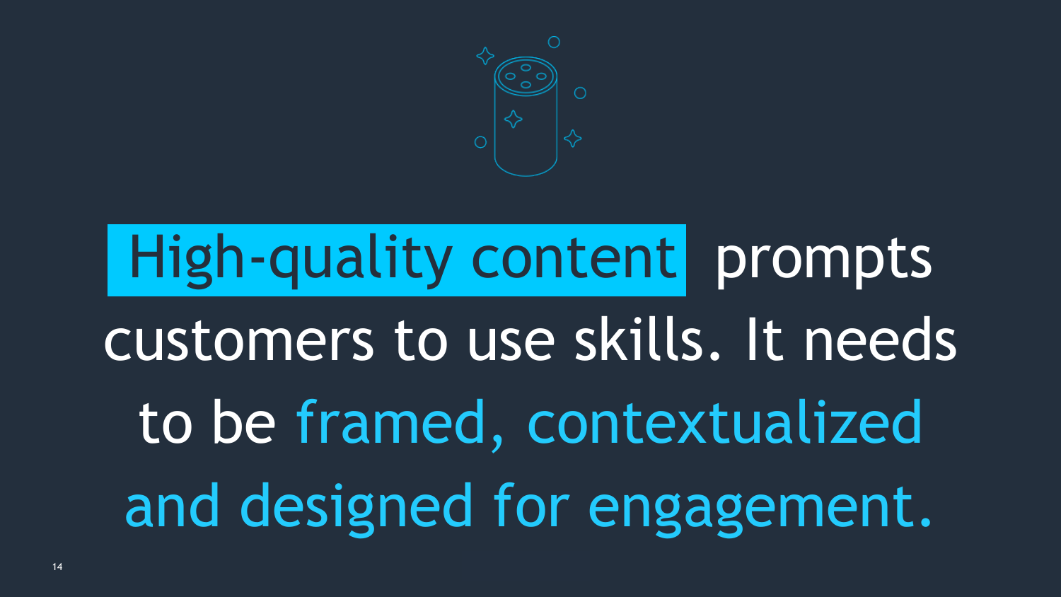**High-quality content** prompts customers to use skills. It needs to be framed, contextualized and designed for engagement.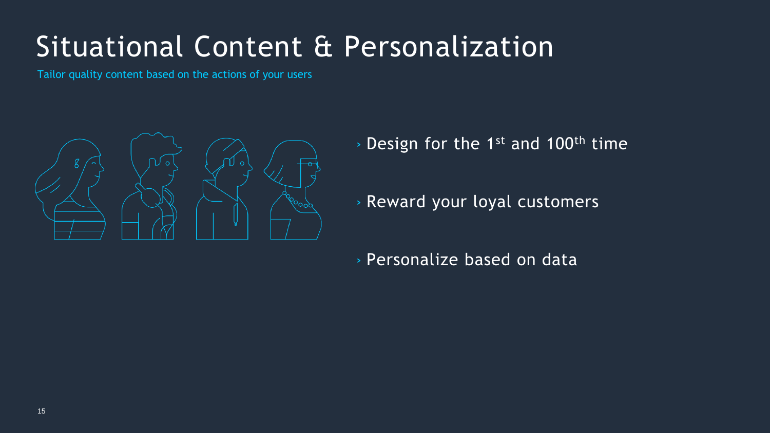# Situational Content & Personalization

Tailor quality content based on the actions of your users

- Design for the 1st and 100th time
- Reward your loyal customers
- Personalize based on data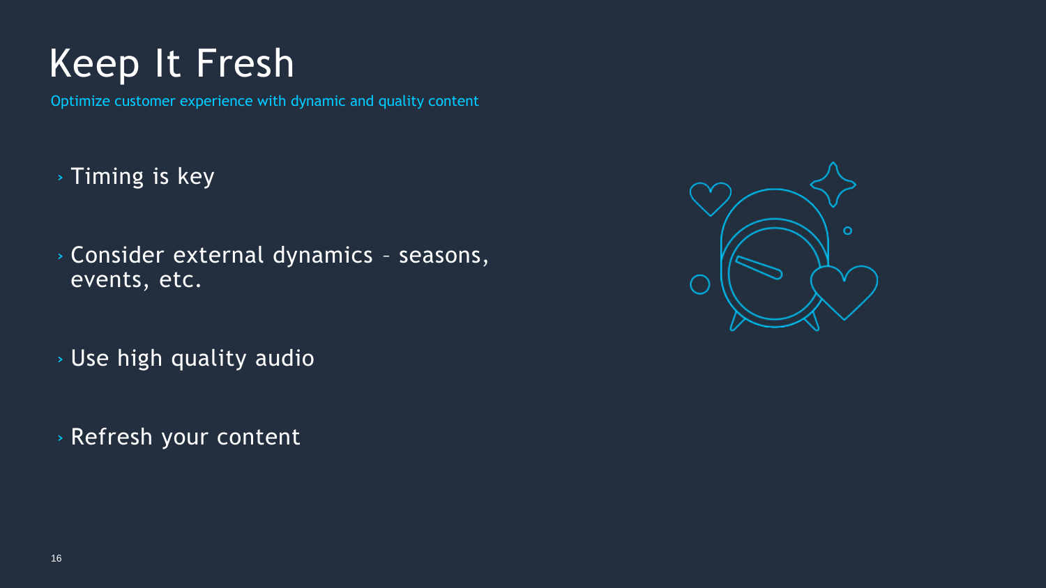# Keep It Fresh

Optimize customer experience with dynamic and quality content

- Timing is key
- Consider external dynamics – seasons, events, etc.
- Use high quality audio
- Refresh your content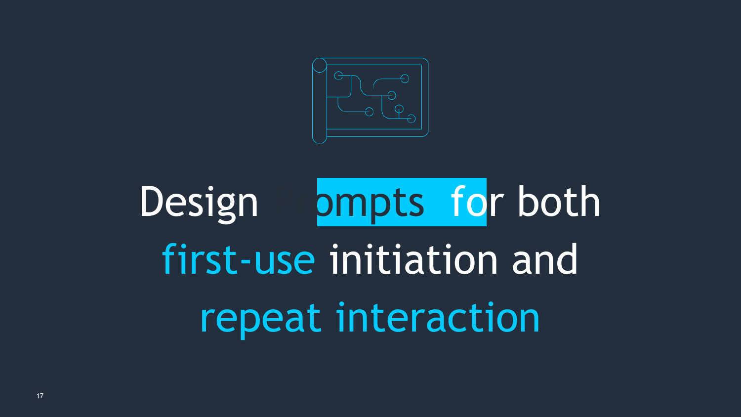# Design ompts for both first-use initiation and repeat interaction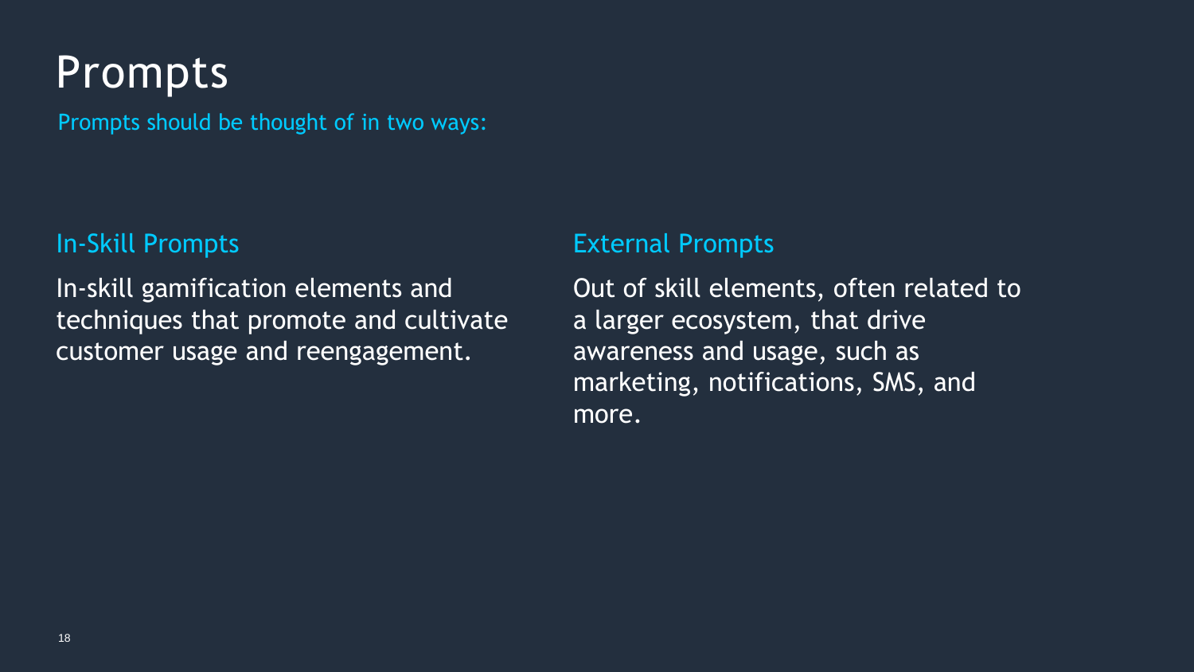# Prompts

Prompts should be thought of in two ways:

## In-Skill Prompts

In-skill gamification elements and techniques that promote and cultivate customer usage and reengagement.

## External Prompts

Out of skill elements, often related to a larger ecosystem, that drive awareness and usage, such as marketing, notifications, SMS, and more.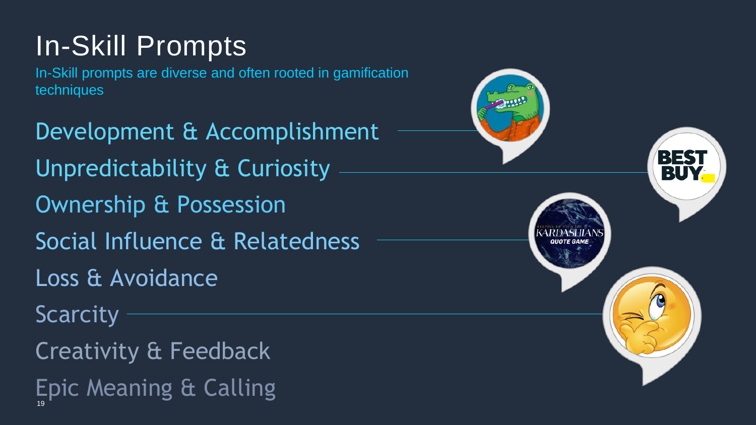# In-Skill Prompts

In-Skill prompts are diverse and often rooted in gamification techniques

- Development & Accomplishment
- Unpredictability & Curiosity
- Ownership & Possession
- Social Influence & Relatedness
- Loss & Avoidance
- Scarcity
- Creativity & Feedback
- Epic Meaning & Calling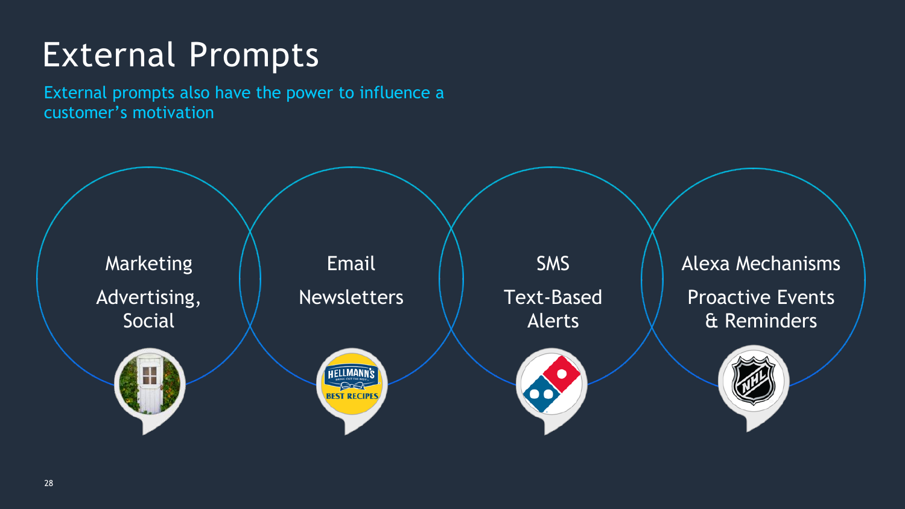# External Prompts

External prompts also have the power to influence a customer's motivation

- **Marketing**
  Advertising, Social
- **Email**
  Newsletters
- **SMS**
  Text-Based Alerts
- **Alexa Mechanisms**
  Proactive Events & Reminders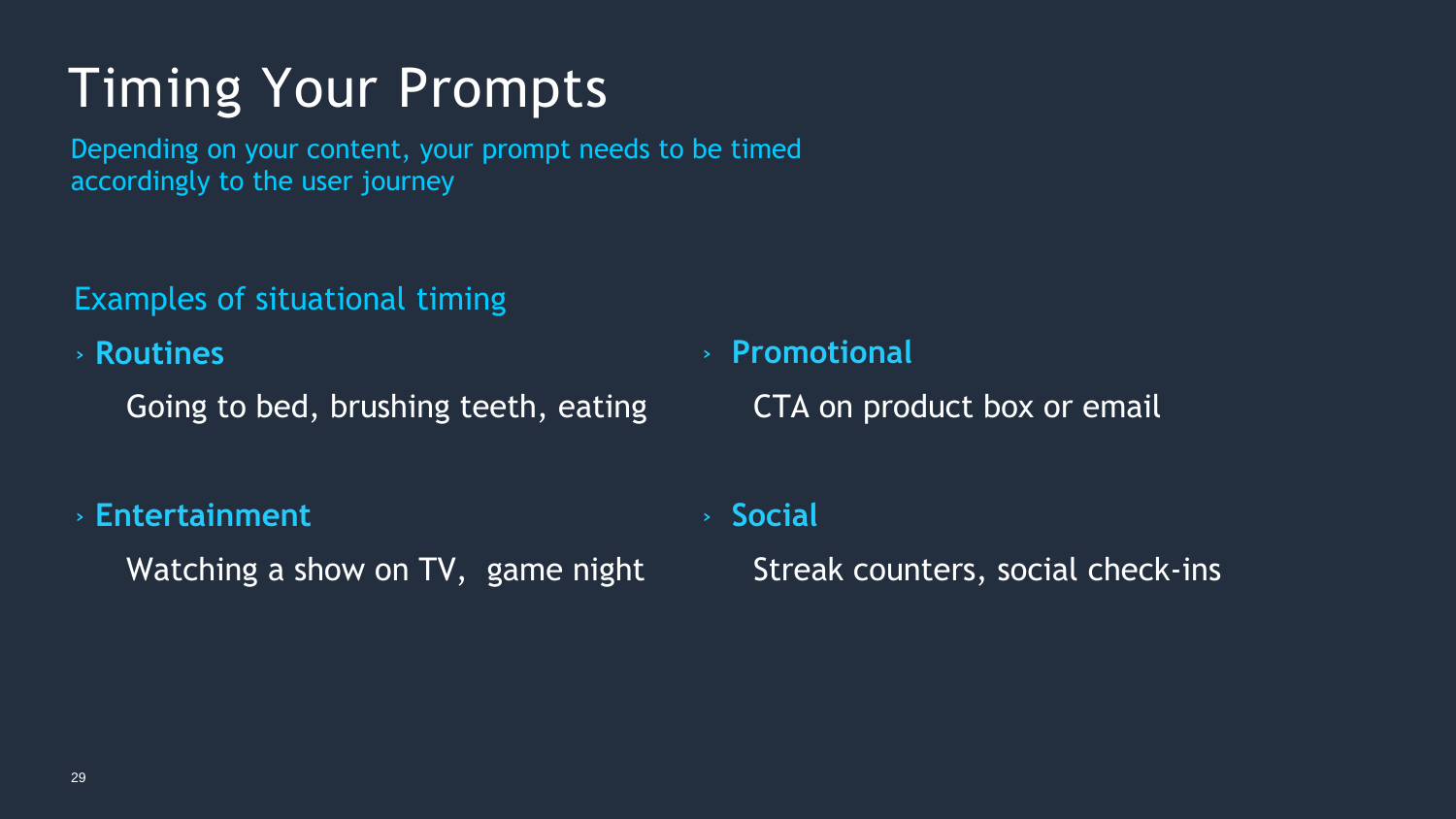# Timing Your Prompts

Depending on your content, your prompt needs to be timed accordingly to the user journey

## Examples of situational timing

- **Routines**

  Going to bed, brushing teeth, eating

- **Entertainment**

  Watching a show on TV,  game night

- **Promotional**

  CTA on product box or email

- **Social**

  Streak counters, social check-ins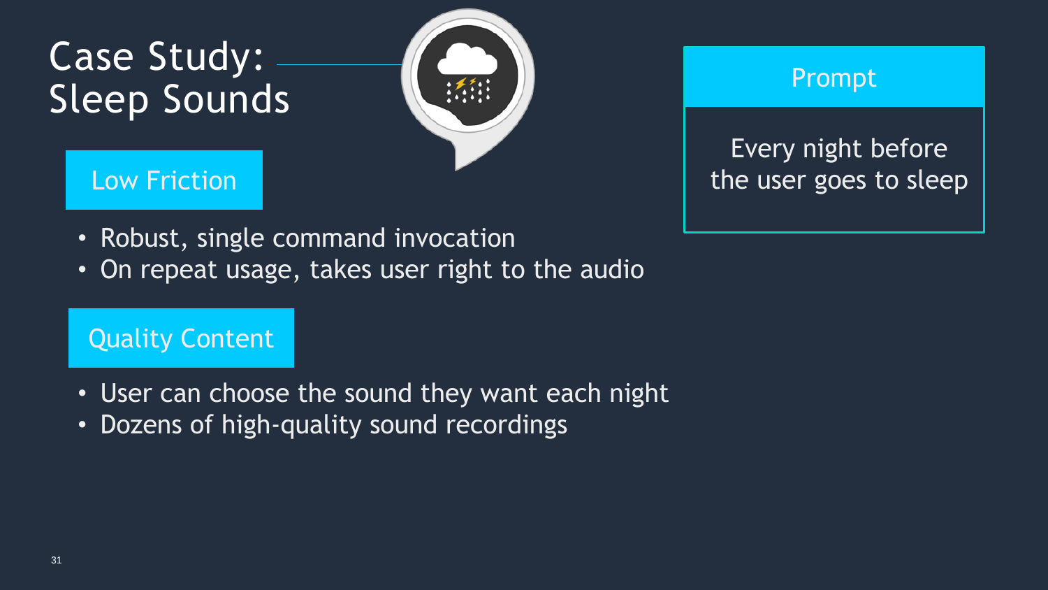# Case Study: Sleep Sounds

## Low Friction

- Robust, single command invocation
- On repeat usage, takes user right to the audio

## Quality Content

- User can choose the sound they want each night
- Dozens of high-quality sound recordings

## Prompt

Every night before the user goes to sleep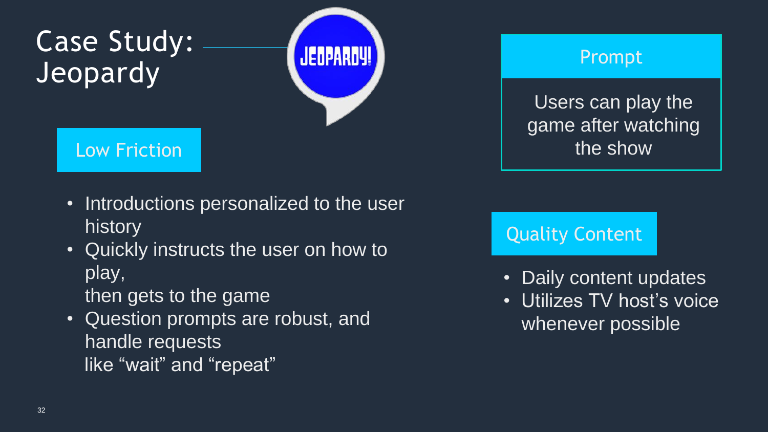# Case Study: Jeopardy

## Low Friction

- Introductions personalized to the user history
- Quickly instructs the user on how to play, then gets to the game
- Question prompts are robust, and handle requests like "wait" and "repeat"

## Prompt

Users can play the game after watching the show

## Quality Content

- Daily content updates
- Utilizes TV host's voice whenever possible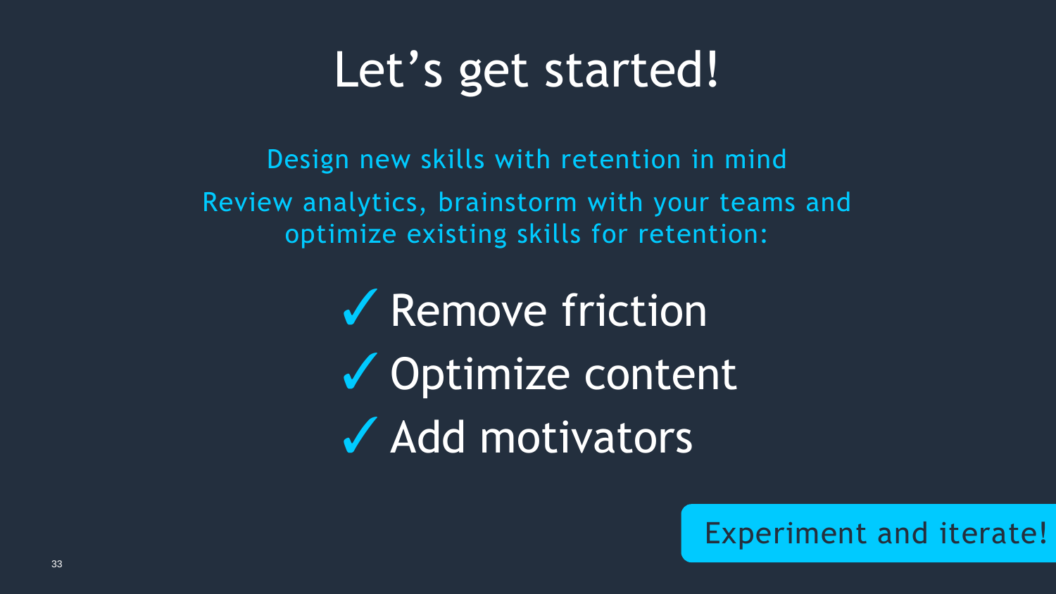# Let’s get started!

Design new skills with retention in mind

Review analytics, brainstorm with your teams and optimize existing skills for retention:

- ✓ Remove friction
- ✓ Optimize content
- ✓ Add motivators

Experiment and iterate!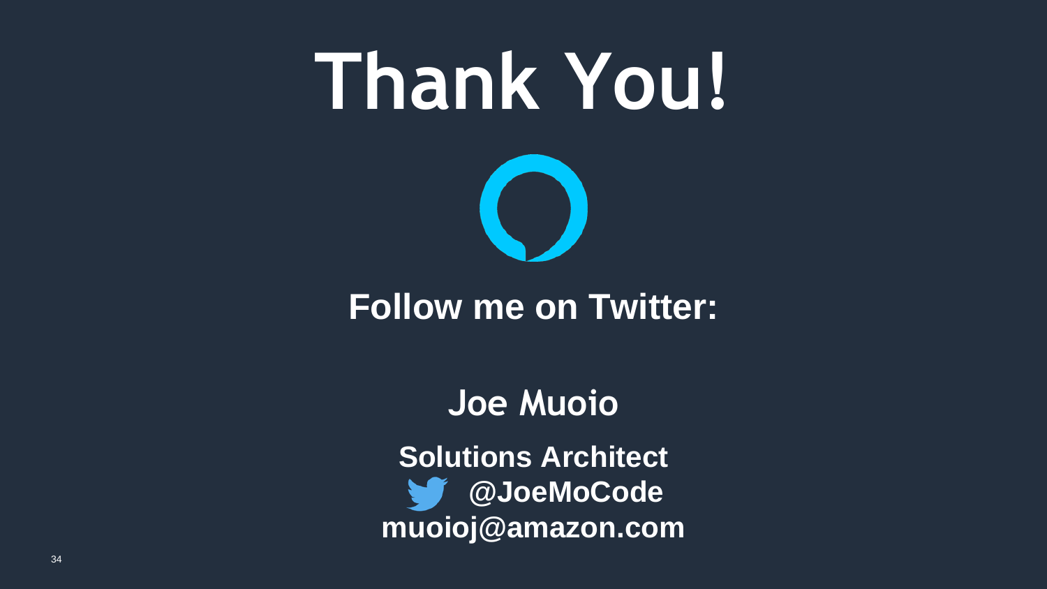# Thank You!

**Follow me on Twitter:**

## Joe Muoio

**Solutions Architect**

**@JoeMoCode**

**muioj@amazon.com**